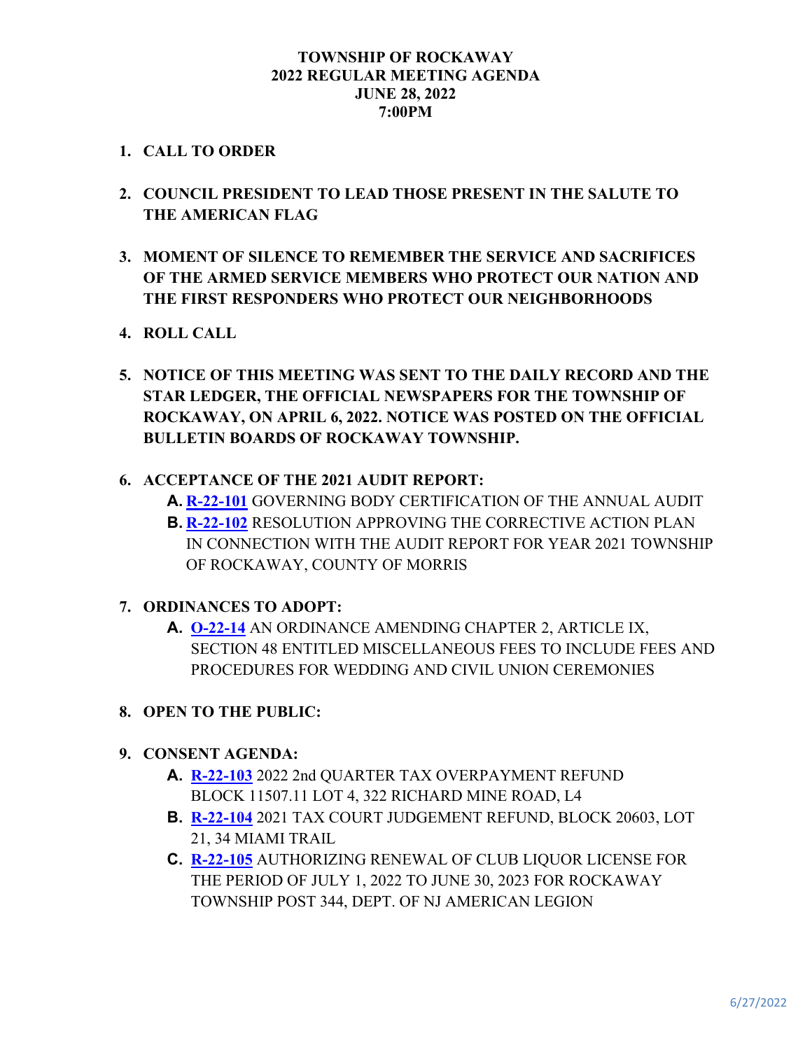# TOWNSHIP OF ROCKAWAY
## 2022 REGULAR MEETING AGENDA
## JUNE 28, 2022
## 7:00PM

1. **CALL TO ORDER**

2. **COUNCIL PRESIDENT TO LEAD THOSE PRESENT IN THE SALUTE TO THE AMERICAN FLAG**

3. **MOMENT OF SILENCE TO REMEMBER THE SERVICE AND SACRIFICES OF THE ARMED SERVICE MEMBERS WHO PROTECT OUR NATION AND THE FIRST RESPONDERS WHO PROTECT OUR NEIGHBORHOODS**

4. **ROLL CALL**

5. **NOTICE OF THIS MEETING WAS SENT TO THE DAILY RECORD AND THE STAR LEDGER, THE OFFICIAL NEWSPAPERS FOR THE TOWNSHIP OF ROCKAWAY, ON APRIL 6, 2022. NOTICE WAS POSTED ON THE OFFICIAL BULLETIN BOARDS OF ROCKAWAY TOWNSHIP.**

6. **ACCEPTANCE OF THE 2021 AUDIT REPORT:**
   - **A.** **R-22-101** GOVERNING BODY CERTIFICATION OF THE ANNUAL AUDIT
   - **B.** **R-22-102** RESOLUTION APPROVING THE CORRECTIVE ACTION PLAN IN CONNECTION WITH THE AUDIT REPORT FOR YEAR 2021 TOWNSHIP OF ROCKAWAY, COUNTY OF MORRIS

7. **ORDINANCES TO ADOPT:**
   - **A.** **O-22-14** AN ORDINANCE AMENDING CHAPTER 2, ARTICLE IX, SECTION 48 ENTITLED MISCELLANEOUS FEES TO INCLUDE FEES AND PROCEDURES FOR WEDDING AND CIVIL UNION CEREMONIES

8. **OPEN TO THE PUBLIC:**

9. **CONSENT AGENDA:**
   - **A.** **R-22-103** 2022 2nd QUARTER TAX OVERPAYMENT REFUND BLOCK 11507.11 LOT 4, 322 RICHARD MINE ROAD, L4
   - **B.** **R-22-104** 2021 TAX COURT JUDGEMENT REFUND, BLOCK 20603, LOT 21, 34 MIAMI TRAIL
   - **C.** **R-22-105** AUTHORIZING RENEWAL OF CLUB LIQUOR LICENSE FOR THE PERIOD OF JULY 1, 2022 TO JUNE 30, 2023 FOR ROCKAWAY TOWNSHIP POST 344, DEPT. OF NJ AMERICAN LEGION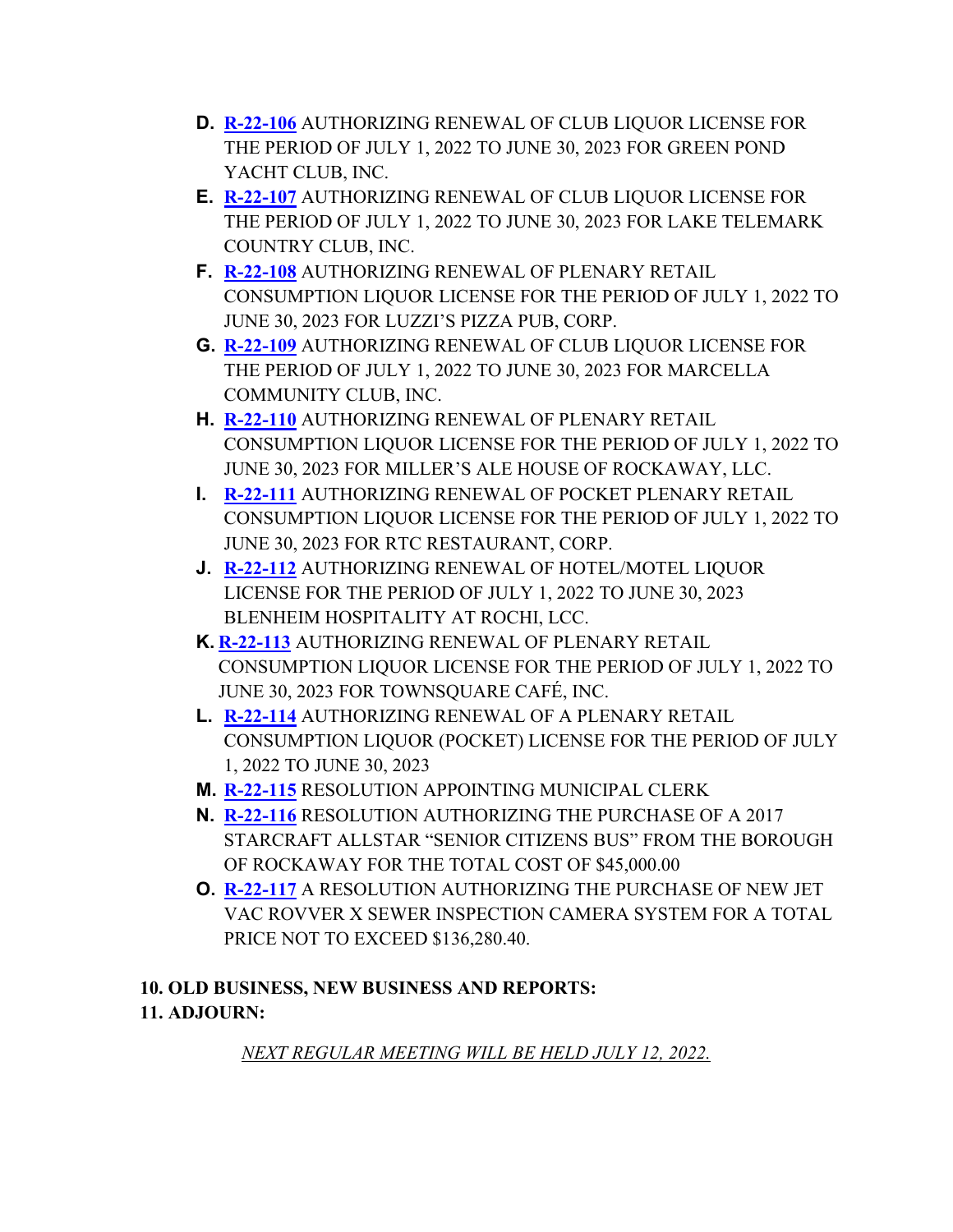- **D.** R-22-106 AUTHORIZING RENEWAL OF CLUB LIQUOR LICENSE FOR THE PERIOD OF JULY 1, 2022 TO JUNE 30, 2023 FOR GREEN POND YACHT CLUB, INC.
- **E.** R-22-107 AUTHORIZING RENEWAL OF CLUB LIQUOR LICENSE FOR THE PERIOD OF JULY 1, 2022 TO JUNE 30, 2023 FOR LAKE TELEMARK COUNTRY CLUB, INC.
- **F.** R-22-108 AUTHORIZING RENEWAL OF PLENARY RETAIL CONSUMPTION LIQUOR LICENSE FOR THE PERIOD OF JULY 1, 2022 TO JUNE 30, 2023 FOR LUZZI'S PIZZA PUB, CORP.
- **G.** R-22-109 AUTHORIZING RENEWAL OF CLUB LIQUOR LICENSE FOR THE PERIOD OF JULY 1, 2022 TO JUNE 30, 2023 FOR MARCELLA COMMUNITY CLUB, INC.
- **H.** R-22-110 AUTHORIZING RENEWAL OF PLENARY RETAIL CONSUMPTION LIQUOR LICENSE FOR THE PERIOD OF JULY 1, 2022 TO JUNE 30, 2023 FOR MILLER'S ALE HOUSE OF ROCKAWAY, LLC.
- **I.** R-22-111 AUTHORIZING RENEWAL OF POCKET PLENARY RETAIL CONSUMPTION LIQUOR LICENSE FOR THE PERIOD OF JULY 1, 2022 TO JUNE 30, 2023 FOR RTC RESTAURANT, CORP.
- **J.** R-22-112 AUTHORIZING RENEWAL OF HOTEL/MOTEL LIQUOR LICENSE FOR THE PERIOD OF JULY 1, 2022 TO JUNE 30, 2023 BLENHEIM HOSPITALITY AT ROCHI, LCC.
- **K.** R-22-113 AUTHORIZING RENEWAL OF PLENARY RETAIL CONSUMPTION LIQUOR LICENSE FOR THE PERIOD OF JULY 1, 2022 TO JUNE 30, 2023 FOR TOWNSQUARE CAFÉ, INC.
- **L.** R-22-114 AUTHORIZING RENEWAL OF A PLENARY RETAIL CONSUMPTION LIQUOR (POCKET) LICENSE FOR THE PERIOD OF JULY 1, 2022 TO JUNE 30, 2023
- **M.** R-22-115 RESOLUTION APPOINTING MUNICIPAL CLERK
- **N.** R-22-116 RESOLUTION AUTHORIZING THE PURCHASE OF A 2017 STARCRAFT ALLSTAR "SENIOR CITIZENS BUS" FROM THE BOROUGH OF ROCKAWAY FOR THE TOTAL COST OF $45,000.00
- **O.** R-22-117 A RESOLUTION AUTHORIZING THE PURCHASE OF NEW JET VAC ROVVER X SEWER INSPECTION CAMERA SYSTEM FOR A TOTAL PRICE NOT TO EXCEED $136,280.40.

**10. OLD BUSINESS, NEW BUSINESS AND REPORTS:**

**11. ADJOURN:**

*NEXT REGULAR MEETING WILL BE HELD JULY 12, 2022.*